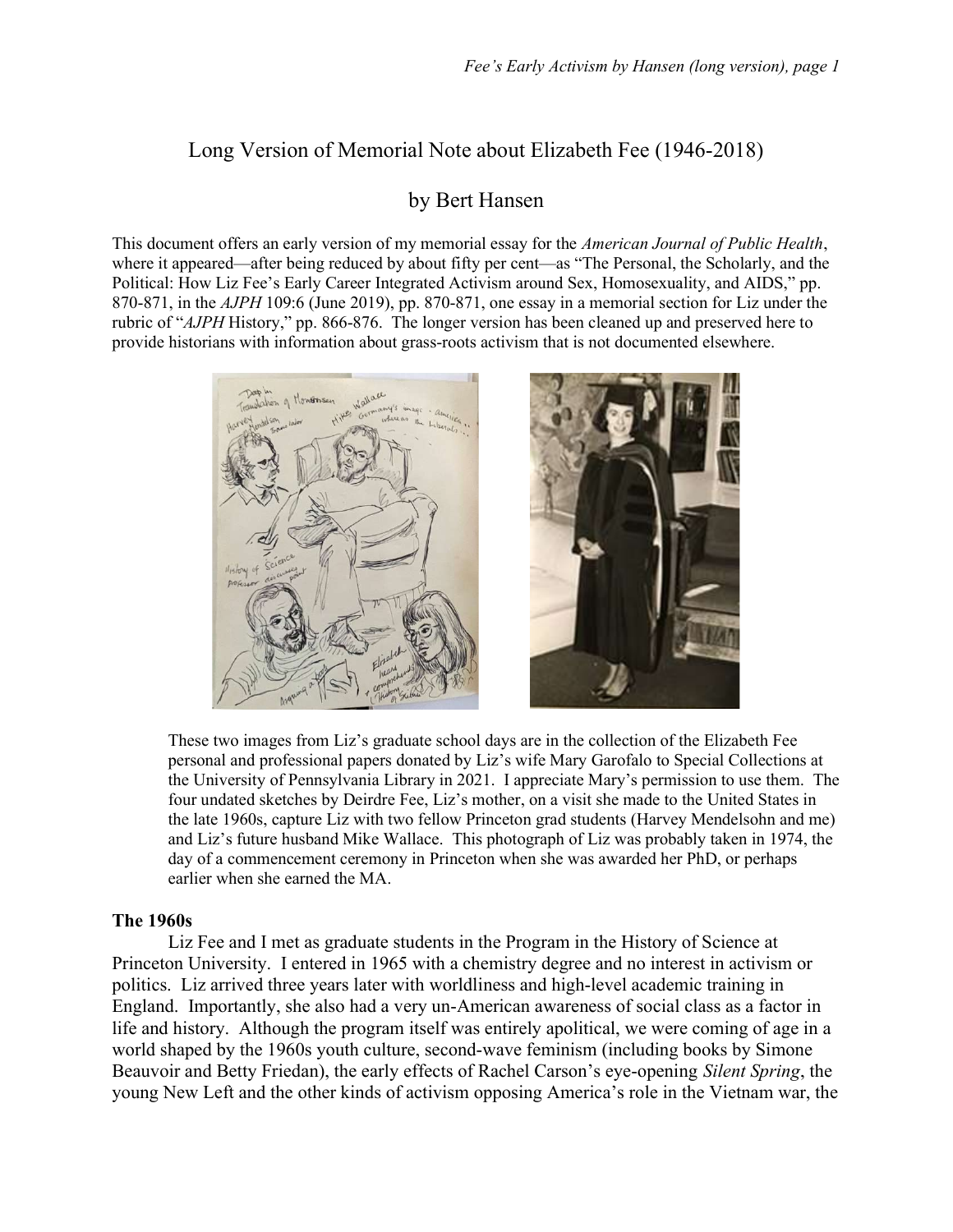# Long Version of Memorial Note about Elizabeth Fee (1946-2018)

## by Bert Hansen

This document offers an early version of my memorial essay for the *American Journal of Public Health*, where it appeared—after being reduced by about fifty per cent—as "The Personal, the Scholarly, and the Political: How Liz Fee's Early Career Integrated Activism around Sex, Homosexuality, and AIDS," pp. 870-871, in the *AJPH* 109:6 (June 2019), pp. 870-871, one essay in a memorial section for Liz under the rubric of "*AJPH* History," pp. 866-876. The longer version has been cleaned up and preserved here to provide historians with information about grass-roots activism that is not documented elsewhere.

These two images from Liz's graduate school days are in the collection of the Elizabeth Fee personal and professional papers donated by Liz's wife Mary Garofalo to Special Collections at the University of Pennsylvania Library in 2021. I appreciate Mary's permission to use them. The four undated sketches by Deirdre Fee, Liz's mother, on a visit she made to the United States in the late 1960s, capture Liz with two fellow Princeton grad students (Harvey Mendelsohn and me) and Liz's future husband Mike Wallace. This photograph of Liz was probably taken in 1974, the day of a commencement ceremony in Princeton when she was awarded her PhD, or perhaps earlier when she earned the MA.

### The 1960s

Liz Fee and I met as graduate students in the Program in the History of Science at Princeton University. I entered in 1965 with a chemistry degree and no interest in activism or politics. Liz arrived three years later with worldliness and high-level academic training in England. Importantly, she also had a very un-American awareness of social class as a factor in life and history. Although the program itself was entirely apolitical, we were coming of age in a world shaped by the 1960s youth culture, second-wave feminism (including books by Simone Beauvoir and Betty Friedan), the early effects of Rachel Carson's eye-opening *Silent Spring*, the young New Left and the other kinds of activism opposing America's role in the Vietnam war, the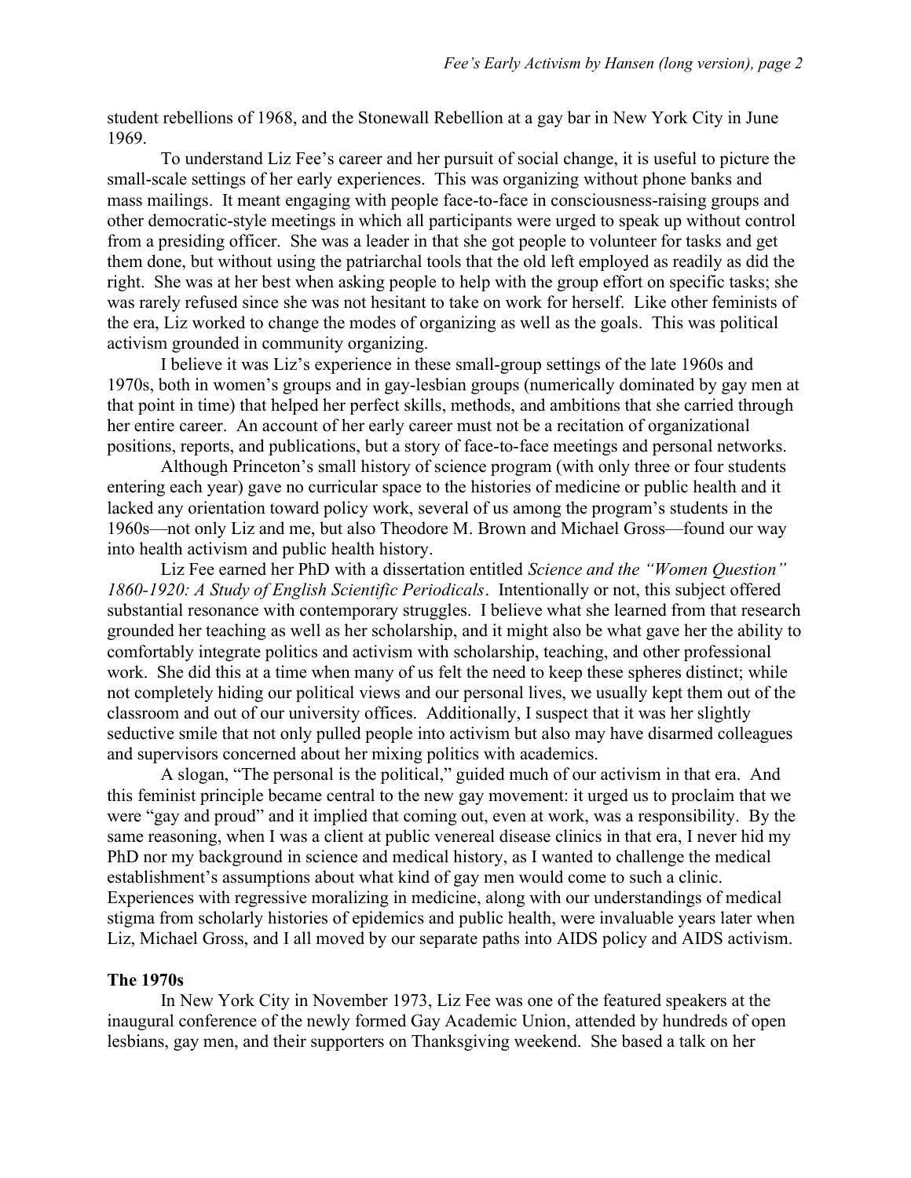student rebellions of 1968, and the Stonewall Rebellion at a gay bar in New York City in June 1969.

To understand Liz Fee's career and her pursuit of social change, it is useful to picture the small-scale settings of her early experiences. This was organizing without phone banks and mass mailings. It meant engaging with people face-to-face in consciousness-raising groups and other democratic-style meetings in which all participants were urged to speak up without control from a presiding officer. She was a leader in that she got people to volunteer for tasks and get them done, but without using the patriarchal tools that the old left employed as readily as did the right. She was at her best when asking people to help with the group effort on specific tasks; she was rarely refused since she was not hesitant to take on work for herself. Like other feminists of the era, Liz worked to change the modes of organizing as well as the goals. This was political activism grounded in community organizing.

I believe it was Liz's experience in these small-group settings of the late 1960s and 1970s, both in women's groups and in gay-lesbian groups (numerically dominated by gay men at that point in time) that helped her perfect skills, methods, and ambitions that she carried through her entire career. An account of her early career must not be a recitation of organizational positions, reports, and publications, but a story of face-to-face meetings and personal networks.

Although Princeton's small history of science program (with only three or four students entering each year) gave no curricular space to the histories of medicine or public health and it lacked any orientation toward policy work, several of us among the program's students in the 1960s—not only Liz and me, but also Theodore M. Brown and Michael Gross—found our way into health activism and public health history.

Liz Fee earned her PhD with a dissertation entitled *Science and the "Women Question" 1860-1920: A Study of English Scientific Periodicals*. Intentionally or not, this subject offered substantial resonance with contemporary struggles. I believe what she learned from that research grounded her teaching as well as her scholarship, and it might also be what gave her the ability to comfortably integrate politics and activism with scholarship, teaching, and other professional work. She did this at a time when many of us felt the need to keep these spheres distinct; while not completely hiding our political views and our personal lives, we usually kept them out of the classroom and out of our university offices. Additionally, I suspect that it was her slightly seductive smile that not only pulled people into activism but also may have disarmed colleagues and supervisors concerned about her mixing politics with academics.

A slogan, "The personal is the political," guided much of our activism in that era. And this feminist principle became central to the new gay movement: it urged us to proclaim that we were "gay and proud" and it implied that coming out, even at work, was a responsibility. By the same reasoning, when I was a client at public venereal disease clinics in that era, I never hid my PhD nor my background in science and medical history, as I wanted to challenge the medical establishment's assumptions about what kind of gay men would come to such a clinic. Experiences with regressive moralizing in medicine, along with our understandings of medical stigma from scholarly histories of epidemics and public health, were invaluable years later when Liz, Michael Gross, and I all moved by our separate paths into AIDS policy and AIDS activism.

## The 1970s

In New York City in November 1973, Liz Fee was one of the featured speakers at the inaugural conference of the newly formed Gay Academic Union, attended by hundreds of open lesbians, gay men, and their supporters on Thanksgiving weekend. She based a talk on her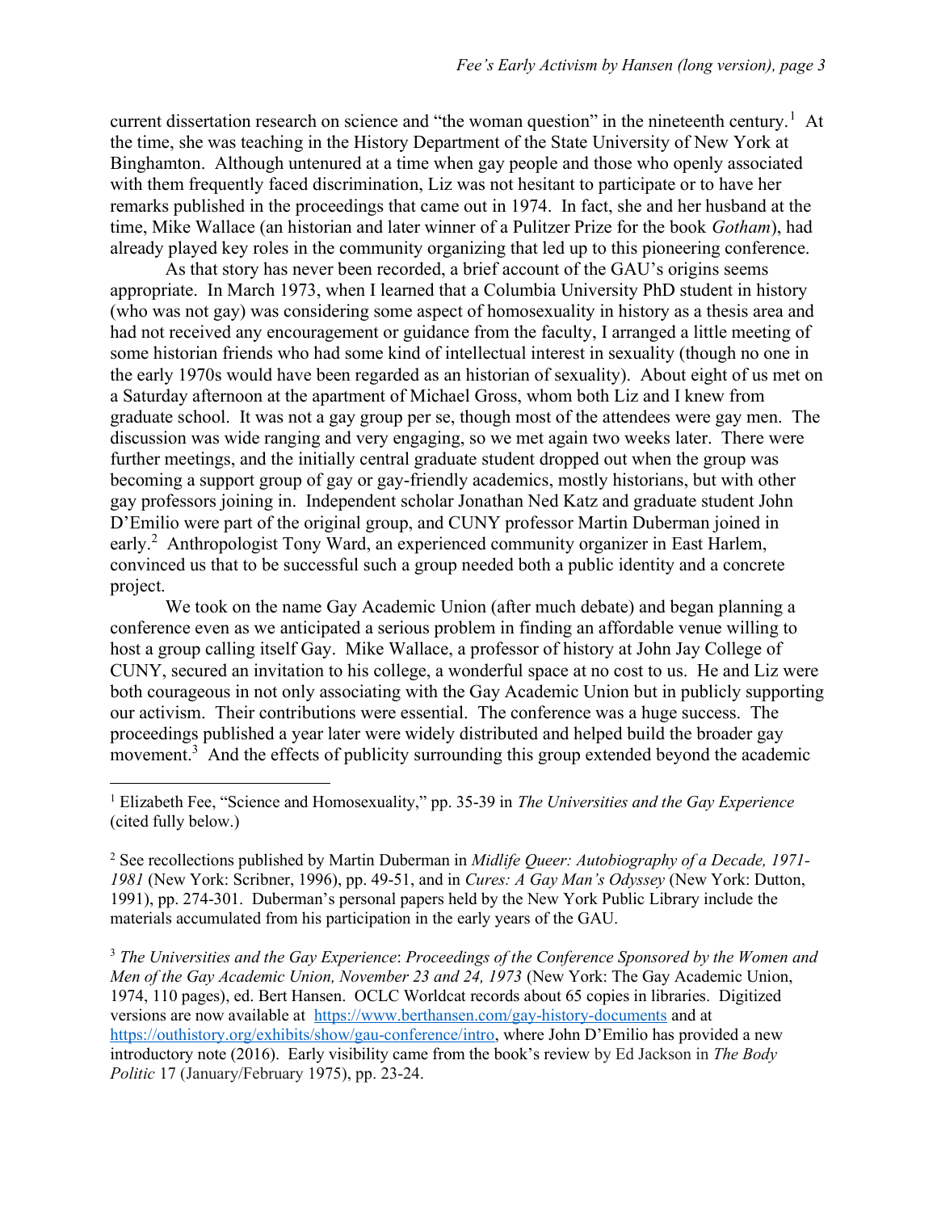current dissertation research on science and "the woman question" in the nineteenth century.[1] At the time, she was teaching in the History Department of the State University of New York at Binghamton. Although untenured at a time when gay people and those who openly associated with them frequently faced discrimination, Liz was not hesitant to participate or to have her remarks published in the proceedings that came out in 1974. In fact, she and her husband at the time, Mike Wallace (an historian and later winner of a Pulitzer Prize for the book *Gotham*), had already played key roles in the community organizing that led up to this pioneering conference.

As that story has never been recorded, a brief account of the GAU's origins seems appropriate. In March 1973, when I learned that a Columbia University PhD student in history (who was not gay) was considering some aspect of homosexuality in history as a thesis area and had not received any encouragement or guidance from the faculty, I arranged a little meeting of some historian friends who had some kind of intellectual interest in sexuality (though no one in the early 1970s would have been regarded as an historian of sexuality). About eight of us met on a Saturday afternoon at the apartment of Michael Gross, whom both Liz and I knew from graduate school. It was not a gay group per se, though most of the attendees were gay men. The discussion was wide ranging and very engaging, so we met again two weeks later. There were further meetings, and the initially central graduate student dropped out when the group was becoming a support group of gay or gay-friendly academics, mostly historians, but with other gay professors joining in. Independent scholar Jonathan Ned Katz and graduate student John D'Emilio were part of the original group, and CUNY professor Martin Duberman joined in early.[2] Anthropologist Tony Ward, an experienced community organizer in East Harlem, convinced us that to be successful such a group needed both a public identity and a concrete project.

We took on the name Gay Academic Union (after much debate) and began planning a conference even as we anticipated a serious problem in finding an affordable venue willing to host a group calling itself Gay. Mike Wallace, a professor of history at John Jay College of CUNY, secured an invitation to his college, a wonderful space at no cost to us. He and Liz were both courageous in not only associating with the Gay Academic Union but in publicly supporting our activism. Their contributions were essential. The conference was a huge success. The proceedings published a year later were widely distributed and helped build the broader gay movement.[3] And the effects of publicity surrounding this group extended beyond the academic

---

[1] Elizabeth Fee, "Science and Homosexuality," pp. 35-39 in *The Universities and the Gay Experience* (cited fully below.)

[2] See recollections published by Martin Duberman in *Midlife Queer: Autobiography of a Decade, 1971-1981* (New York: Scribner, 1996), pp. 49-51, and in *Cures: A Gay Man's Odyssey* (New York: Dutton, 1991), pp. 274-301. Duberman's personal papers held by the New York Public Library include the materials accumulated from his participation in the early years of the GAU.

[3] *The Universities and the Gay Experience*: *Proceedings of the Conference Sponsored by the Women and Men of the Gay Academic Union, November 23 and 24, 1973* (New York: The Gay Academic Union, 1974, 110 pages), ed. Bert Hansen. OCLC Worldcat records about 65 copies in libraries. Digitized versions are now available at https://www.berthansen.com/gay-history-documents and at https://outhistory.org/exhibits/show/gau-conference/intro, where John D'Emilio has provided a new introductory note (2016). Early visibility came from the book's review by Ed Jackson in *The Body Politic* 17 (January/February 1975), pp. 23-24.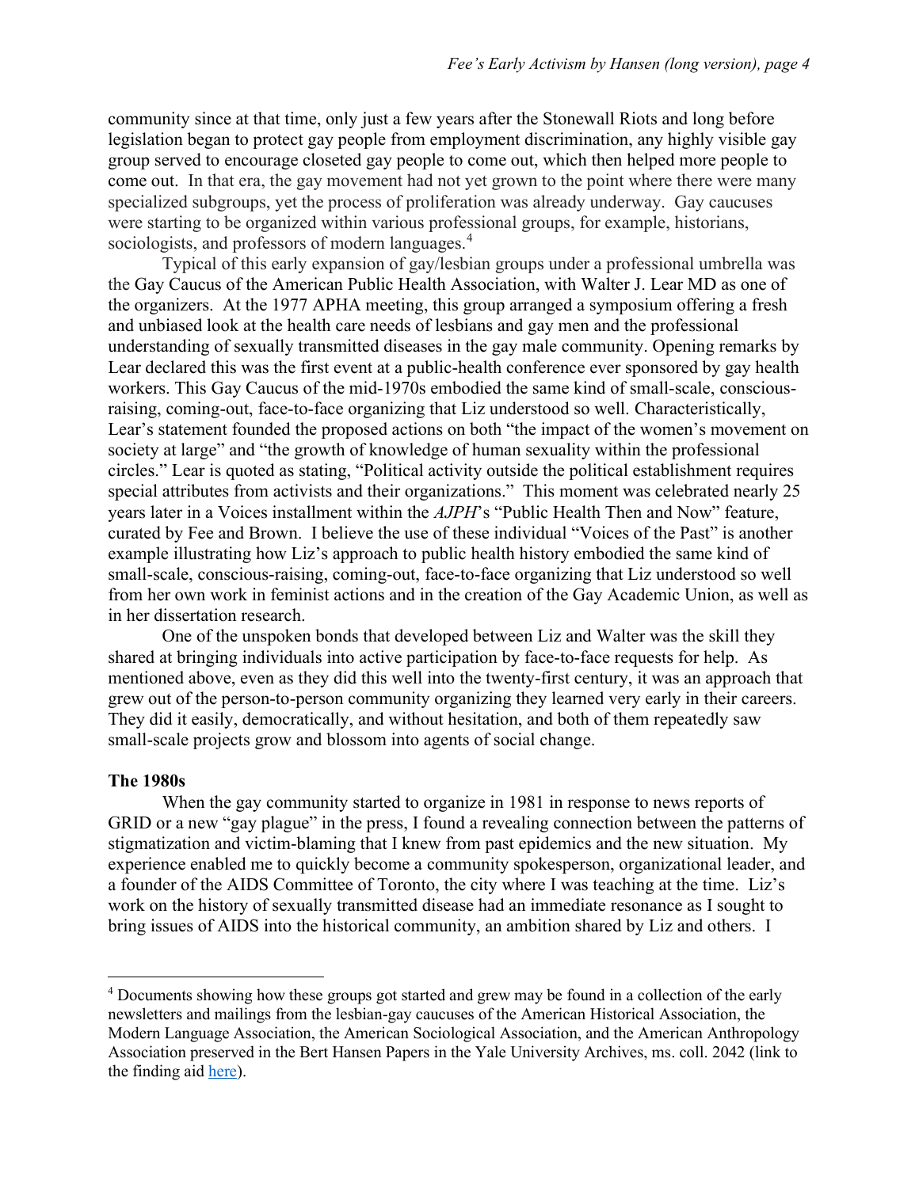community since at that time, only just a few years after the Stonewall Riots and long before legislation began to protect gay people from employment discrimination, any highly visible gay group served to encourage closeted gay people to come out, which then helped more people to come out. In that era, the gay movement had not yet grown to the point where there were many specialized subgroups, yet the process of proliferation was already underway. Gay caucuses were starting to be organized within various professional groups, for example, historians, sociologists, and professors of modern languages.[4]

Typical of this early expansion of gay/lesbian groups under a professional umbrella was the Gay Caucus of the American Public Health Association, with Walter J. Lear MD as one of the organizers. At the 1977 APHA meeting, this group arranged a symposium offering a fresh and unbiased look at the health care needs of lesbians and gay men and the professional understanding of sexually transmitted diseases in the gay male community. Opening remarks by Lear declared this was the first event at a public-health conference ever sponsored by gay health workers. This Gay Caucus of the mid-1970s embodied the same kind of small-scale, conscious-raising, coming-out, face-to-face organizing that Liz understood so well. Characteristically, Lear's statement founded the proposed actions on both "the impact of the women's movement on society at large" and "the growth of knowledge of human sexuality within the professional circles." Lear is quoted as stating, "Political activity outside the political establishment requires special attributes from activists and their organizations." This moment was celebrated nearly 25 years later in a Voices installment within the *AJPH*'s "Public Health Then and Now" feature, curated by Fee and Brown. I believe the use of these individual "Voices of the Past" is another example illustrating how Liz's approach to public health history embodied the same kind of small-scale, conscious-raising, coming-out, face-to-face organizing that Liz understood so well from her own work in feminist actions and in the creation of the Gay Academic Union, as well as in her dissertation research.

One of the unspoken bonds that developed between Liz and Walter was the skill they shared at bringing individuals into active participation by face-to-face requests for help. As mentioned above, even as they did this well into the twenty-first century, it was an approach that grew out of the person-to-person community organizing they learned very early in their careers. They did it easily, democratically, and without hesitation, and both of them repeatedly saw small-scale projects grow and blossom into agents of social change.

## The 1980s

When the gay community started to organize in 1981 in response to news reports of GRID or a new "gay plague" in the press, I found a revealing connection between the patterns of stigmatization and victim-blaming that I knew from past epidemics and the new situation. My experience enabled me to quickly become a community spokesperson, organizational leader, and a founder of the AIDS Committee of Toronto, the city where I was teaching at the time. Liz's work on the history of sexually transmitted disease had an immediate resonance as I sought to bring issues of AIDS into the historical community, an ambition shared by Liz and others. I

---

[4] Documents showing how these groups got started and grew may be found in a collection of the early newsletters and mailings from the lesbian-gay caucuses of the American Historical Association, the Modern Language Association, the American Sociological Association, and the American Anthropology Association preserved in the Bert Hansen Papers in the Yale University Archives, ms. coll. 2042 (link to the finding aid here).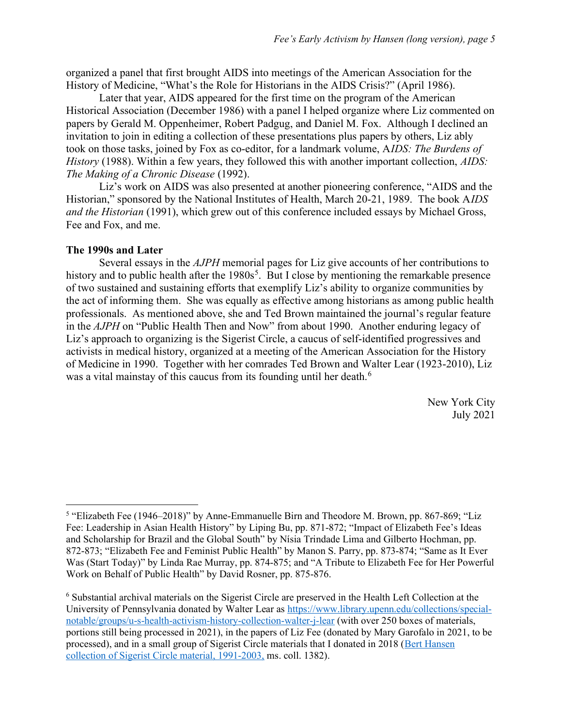organized a panel that first brought AIDS into meetings of the American Association for the History of Medicine, "What's the Role for Historians in the AIDS Crisis?" (April 1986).

Later that year, AIDS appeared for the first time on the program of the American Historical Association (December 1986) with a panel I helped organize where Liz commented on papers by Gerald M. Oppenheimer, Robert Padgug, and Daniel M. Fox. Although I declined an invitation to join in editing a collection of these presentations plus papers by others, Liz ably took on those tasks, joined by Fox as co-editor, for a landmark volume, *AIDS: The Burdens of History* (1988). Within a few years, they followed this with another important collection, *AIDS: The Making of a Chronic Disease* (1992).

Liz's work on AIDS was also presented at another pioneering conference, "AIDS and the Historian," sponsored by the National Institutes of Health, March 20-21, 1989. The book *AIDS and the Historian* (1991), which grew out of this conference included essays by Michael Gross, Fee and Fox, and me.

**The 1990s and Later**

Several essays in the *AJPH* memorial pages for Liz give accounts of her contributions to history and to public health after the 1980s[5]. But I close by mentioning the remarkable presence of two sustained and sustaining efforts that exemplify Liz's ability to organize communities by the act of informing them. She was equally as effective among historians as among public health professionals. As mentioned above, she and Ted Brown maintained the journal's regular feature in the *AJPH* on "Public Health Then and Now" from about 1990. Another enduring legacy of Liz's approach to organizing is the Sigerist Circle, a caucus of self-identified progressives and activists in medical history, organized at a meeting of the American Association for the History of Medicine in 1990. Together with her comrades Ted Brown and Walter Lear (1923-2010), Liz was a vital mainstay of this caucus from its founding until her death.[6]

New York City
July 2021

---

[5] "Elizabeth Fee (1946–2018)" by Anne-Emmanuelle Birn and Theodore M. Brown, pp. 867-869; "Liz Fee: Leadership in Asian Health History" by Liping Bu, pp. 871-872; "Impact of Elizabeth Fee's Ideas and Scholarship for Brazil and the Global South" by Nísia Trindade Lima and Gilberto Hochman, pp. 872-873; "Elizabeth Fee and Feminist Public Health" by Manon S. Parry, pp. 873-874; "Same as It Ever Was (Start Today)" by Linda Rae Murray, pp. 874-875; and "A Tribute to Elizabeth Fee for Her Powerful Work on Behalf of Public Health" by David Rosner, pp. 875-876.

[6] Substantial archival materials on the Sigerist Circle are preserved in the Health Left Collection at the University of Pennsylvania donated by Walter Lear as https://www.library.upenn.edu/collections/special-notable/groups/u-s-health-activism-history-collection-walter-j-lear (with over 250 boxes of materials, portions still being processed in 2021), in the papers of Liz Fee (donated by Mary Garofalo in 2021, to be processed), and in a small group of Sigerist Circle materials that I donated in 2018 (Bert Hansen collection of Sigerist Circle material, 1991-2003, ms. coll. 1382).